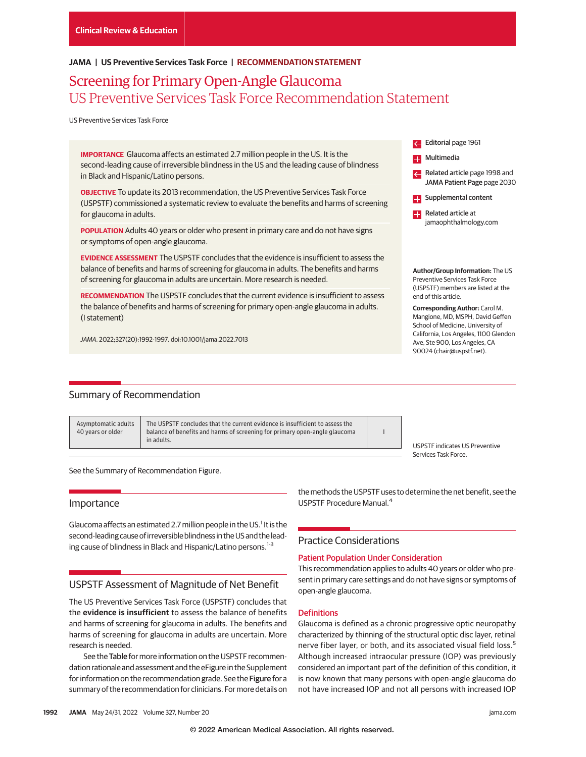Clinical Review & Education

JAMA | US Preventive Services Task Force | RECOMMENDATION STATEMENT

# Screening for Primary Open-Angle Glaucoma
## US Preventive Services Task Force Recommendation Statement

US Preventive Services Task Force

**IMPORTANCE** Glaucoma affects an estimated 2.7 million people in the US. It is the second-leading cause of irreversible blindness in the US and the leading cause of blindness in Black and Hispanic/Latino persons.

**OBJECTIVE** To update its 2013 recommendation, the US Preventive Services Task Force (USPSTF) commissioned a systematic review to evaluate the benefits and harms of screening for glaucoma in adults.

**POPULATION** Adults 40 years or older who present in primary care and do not have signs or symptoms of open-angle glaucoma.

**EVIDENCE ASSESSMENT** The USPSTF concludes that the evidence is insufficient to assess the balance of benefits and harms of screening for glaucoma in adults. The benefits and harms of screening for glaucoma in adults are uncertain. More research is needed.

**RECOMMENDATION** The USPSTF concludes that the current evidence is insufficient to assess the balance of benefits and harms of screening for primary open-angle glaucoma in adults. (I statement)

*JAMA*. 2022;327(20):1992-1997. doi:10.1001/jama.2022.7013

Editorial page 1961

Multimedia

Related article page 1998 and JAMA Patient Page page 2030

Supplemental content

Related article at jamaophthalmology.com

**Author/Group Information:** The US Preventive Services Task Force (USPSTF) members are listed at the end of this article.

**Corresponding Author:** Carol M. Mangione, MD, MSPH, David Geffen School of Medicine, University of California, Los Angeles, 1100 Glendon Ave, Ste 900, Los Angeles, CA 90024 (chair@uspstf.net).

## Summary of Recommendation

| | | |
|---|---|---|
| Asymptomatic adults 40 years or older | The USPSTF concludes that the current evidence is insufficient to assess the balance of benefits and harms of screening for primary open-angle glaucoma in adults. | I |

USPSTF indicates US Preventive Services Task Force.

See the Summary of Recommendation Figure.

## Importance

Glaucoma affects an estimated 2.7 million people in the US.[1] It is the second-leading cause of irreversible blindness in the US and the leading cause of blindness in Black and Hispanic/Latino persons.[1-3]

## USPSTF Assessment of Magnitude of Net Benefit

The US Preventive Services Task Force (USPSTF) concludes that the **evidence is insufficient** to assess the balance of benefits and harms of screening for glaucoma in adults. The benefits and harms of screening for glaucoma in adults are uncertain. More research is needed.

See the **Table** for more information on the USPSTF recommendation rationale and assessment and the eFigure in the Supplement for information on the recommendation grade. See the **Figure** for a summary of the recommendation for clinicians. For more details on the methods the USPSTF uses to determine the net benefit, see the USPSTF Procedure Manual.[4]

## Practice Considerations

### Patient Population Under Consideration

This recommendation applies to adults 40 years or older who present in primary care settings and do not have signs or symptoms of open-angle glaucoma.

### Definitions

Glaucoma is defined as a chronic progressive optic neuropathy characterized by thinning of the structural optic disc layer, retinal nerve fiber layer, or both, and its associated visual field loss.[5] Although increased intraocular pressure (IOP) was previously considered an important part of the definition of this condition, it is now known that many persons with open-angle glaucoma do not have increased IOP and not all persons with increased IOP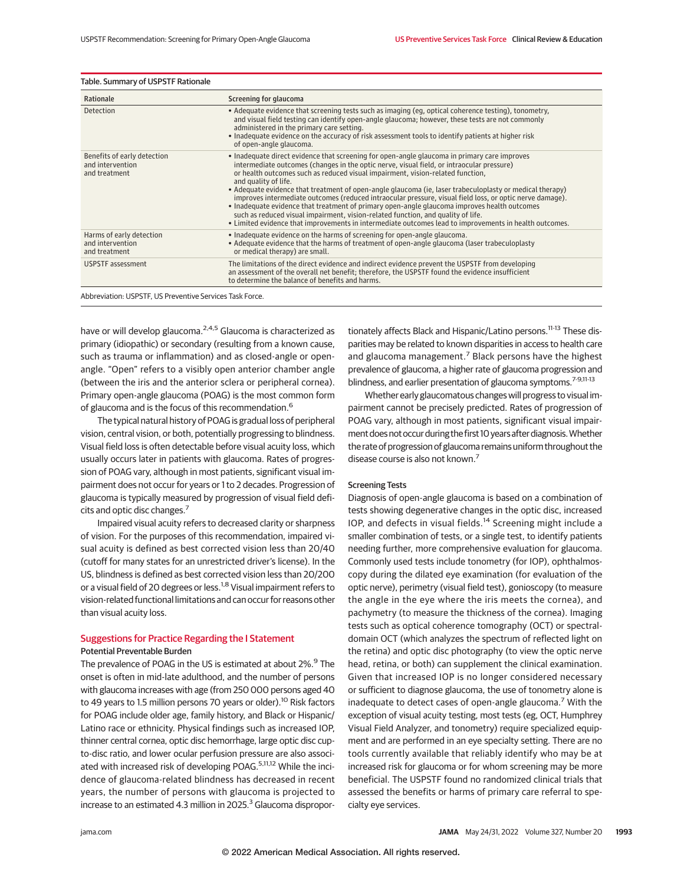Table. Summary of USPSTF Rationale

| Rationale | Screening for glaucoma |
|---|---|
| Detection | • Adequate evidence that screening tests such as imaging (eg, optical coherence testing), tonometry, and visual field testing can identify open-angle glaucoma; however, these tests are not commonly administered in the primary care setting.<br>• Inadequate evidence on the accuracy of risk assessment tools to identify patients at higher risk of open-angle glaucoma. |
| Benefits of early detection and intervention and treatment | • Inadequate direct evidence that screening for open-angle glaucoma in primary care improves intermediate outcomes (changes in the optic nerve, visual field, or intraocular pressure) or health outcomes such as reduced visual impairment, vision-related function, and quality of life.<br>• Adequate evidence that treatment of open-angle glaucoma (ie, laser trabeculoplasty or medical therapy) improves intermediate outcomes (reduced intraocular pressure, visual field loss, or optic nerve damage).<br>• Inadequate evidence that treatment of primary open-angle glaucoma improves health outcomes such as reduced visual impairment, vision-related function, and quality of life.<br>• Limited evidence that improvements in intermediate outcomes lead to improvements in health outcomes. |
| Harms of early detection and intervention and treatment | • Inadequate evidence on the harms of screening for open-angle glaucoma.<br>• Adequate evidence that the harms of treatment of open-angle glaucoma (laser trabeculoplasty or medical therapy) are small. |
| USPSTF assessment | The limitations of the direct evidence and indirect evidence prevent the USPSTF from developing an assessment of the overall net benefit; therefore, the USPSTF found the evidence insufficient to determine the balance of benefits and harms. |

Abbreviation: USPSTF, US Preventive Services Task Force.

have or will develop glaucoma.[2,4,5] Glaucoma is characterized as primary (idiopathic) or secondary (resulting from a known cause, such as trauma or inflammation) and as closed-angle or open-angle. "Open" refers to a visibly open anterior chamber angle (between the iris and the anterior sclera or peripheral cornea). Primary open-angle glaucoma (POAG) is the most common form of glaucoma and is the focus of this recommendation.[6]

The typical natural history of POAG is gradual loss of peripheral vision, central vision, or both, potentially progressing to blindness. Visual field loss is often detectable before visual acuity loss, which usually occurs later in patients with glaucoma. Rates of progression of POAG vary, although in most patients, significant visual impairment does not occur for years or 1 to 2 decades. Progression of glaucoma is typically measured by progression of visual field deficits and optic disc changes.[7]

Impaired visual acuity refers to decreased clarity or sharpness of vision. For the purposes of this recommendation, impaired visual acuity is defined as best corrected vision less than 20/40 (cutoff for many states for an unrestricted driver's license). In the US, blindness is defined as best corrected vision less than 20/200 or a visual field of 20 degrees or less.[1,8] Visual impairment refers to vision-related functional limitations and can occur for reasons other than visual acuity loss.

## Suggestions for Practice Regarding the I Statement

### Potential Preventable Burden

The prevalence of POAG in the US is estimated at about 2%.[9] The onset is often in mid-late adulthood, and the number of persons with glaucoma increases with age (from 250 000 persons aged 40 to 49 years to 1.5 million persons 70 years or older).[10] Risk factors for POAG include older age, family history, and Black or Hispanic/Latino race or ethnicity. Physical findings such as increased IOP, thinner central cornea, optic disc hemorrhage, large optic disc cup-to-disc ratio, and lower ocular perfusion pressure are also associated with increased risk of developing POAG.[5,11,12] While the incidence of glaucoma-related blindness has decreased in recent years, the number of persons with glaucoma is projected to increase to an estimated 4.3 million in 2025.[3] Glaucoma disproportionately affects Black and Hispanic/Latino persons.[11-13] These disparities may be related to known disparities in access to health care and glaucoma management.[7] Black persons have the highest prevalence of glaucoma, a higher rate of glaucoma progression and blindness, and earlier presentation of glaucoma symptoms.[7-9,11-13]

Whether early glaucomatous changes will progress to visual impairment cannot be precisely predicted. Rates of progression of POAG vary, although in most patients, significant visual impairment does not occur during the first 10 years after diagnosis. Whether the rate of progression of glaucoma remains uniform throughout the disease course is also not known.[7]

### Screening Tests

Diagnosis of open-angle glaucoma is based on a combination of tests showing degenerative changes in the optic disc, increased IOP, and defects in visual fields.[14] Screening might include a smaller combination of tests, or a single test, to identify patients needing further, more comprehensive evaluation for glaucoma. Commonly used tests include tonometry (for IOP), ophthalmoscopy during the dilated eye examination (for evaluation of the optic nerve), perimetry (visual field test), gonioscopy (to measure the angle in the eye where the iris meets the cornea), and pachymetry (to measure the thickness of the cornea). Imaging tests such as optical coherence tomography (OCT) or spectral-domain OCT (which analyzes the spectrum of reflected light on the retina) and optic disc photography (to view the optic nerve head, retina, or both) can supplement the clinical examination. Given that increased IOP is no longer considered necessary or sufficient to diagnose glaucoma, the use of tonometry alone is inadequate to detect cases of open-angle glaucoma.[7] With the exception of visual acuity testing, most tests (eg, OCT, Humphrey Visual Field Analyzer, and tonometry) require specialized equipment and are performed in an eye specialty setting. There are no tools currently available that reliably identify who may be at increased risk for glaucoma or for whom screening may be more beneficial. The USPSTF found no randomized clinical trials that assessed the benefits or harms of primary care referral to specialty eye services.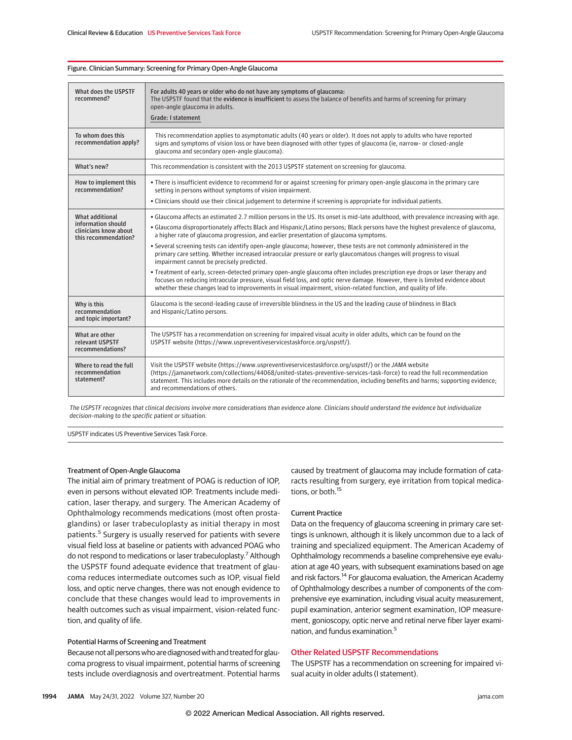**Figure. Clinician Summary: Screening for Primary Open-Angle Glaucoma**

| | |
|---|---|
| What does the USPSTF recommend? | **For adults 40 years or older who do not have any symptoms of glaucoma:** The USPSTF found that the **evidence is insufficient** to assess the balance of benefits and harms of screening for primary open-angle glaucoma in adults. <br><br> **Grade: I statement** |
| To whom does this recommendation apply? | This recommendation applies to asymptomatic adults (40 years or older). It does not apply to adults who have reported signs and symptoms of vision loss or have been diagnosed with other types of glaucoma (ie, narrow- or closed-angle glaucoma and secondary open-angle glaucoma). |
| What's new? | This recommendation is consistent with the 2013 USPSTF statement on screening for glaucoma. |
| How to implement this recommendation? | • There is insufficient evidence to recommend for or against screening for primary open-angle glaucoma in the primary care setting in persons without symptoms of vision impairment. <br> • Clinicians should use their clinical judgement to determine if screening is appropriate for individual patients. |
| What additional information should clinicians know about this recommendation? | • Glaucoma affects an estimated 2.7 million persons in the US. Its onset is mid-late adulthood, with prevalence increasing with age. <br> • Glaucoma disproportionately affects Black and Hispanic/Latino persons; Black persons have the highest prevalence of glaucoma, a higher rate of glaucoma progression, and earlier presentation of glaucoma symptoms. <br> • Several screening tests can identify open-angle glaucoma; however, these tests are not commonly administered in the primary care setting. Whether increased intraocular pressure or early glaucomatous changes will progress to visual impairment cannot be precisely predicted. <br> • Treatment of early, screen-detected primary open-angle glaucoma often includes prescription eye drops or laser therapy and focuses on reducing intraocular pressure, visual field loss, and optic nerve damage. However, there is limited evidence about whether these changes lead to improvements in visual impairment, vision-related function, and quality of life. |
| Why is this recommendation and topic important? | Glaucoma is the second-leading cause of irreversible blindness in the US and the leading cause of blindness in Black and Hispanic/Latino persons. |
| What are other relevant USPSTF recommendations? | The USPSTF has a recommendation on screening for impaired visual acuity in older adults, which can be found on the USPSTF website (https://www.uspreventiveservicestaskforce.org/uspstf/). |
| Where to read the full recommendation statement? | Visit the USPSTF website (https://www.uspreventiveservicestaskforce.org/uspstf/) or the *JAMA* website (https://jamanetwork.com/collections/44068/united-states-preventive-services-task-force) to read the full recommendation statement. This includes more details on the rationale of the recommendation, including benefits and harms; supporting evidence; and recommendations of others. |

*The USPSTF recognizes that clinical decisions involve more considerations than evidence alone. Clinicians should understand the evidence but individualize decision-making to the specific patient or situation.*

USPSTF indicates US Preventive Services Task Force.

### Treatment of Open-Angle Glaucoma

The initial aim of primary treatment of POAG is reduction of IOP, even in persons without elevated IOP. Treatments include medication, laser therapy, and surgery. The American Academy of Ophthalmology recommends medications (most often prostaglandins) or laser trabeculoplasty as initial therapy in most patients.[5] Surgery is usually reserved for patients with severe visual field loss at baseline or patients with advanced POAG who do not respond to medications or laser trabeculoplasty.[7] Although the USPSTF found adequate evidence that treatment of glaucoma reduces intermediate outcomes such as IOP, visual field loss, and optic nerve changes, there was not enough evidence to conclude that these changes would lead to improvements in health outcomes such as visual impairment, vision-related function, and quality of life.

### Potential Harms of Screening and Treatment

Because not all persons who are diagnosed with and treated for glaucoma progress to visual impairment, potential harms of screening tests include overdiagnosis and overtreatment. Potential harms caused by treatment of glaucoma may include formation of cataracts resulting from surgery, eye irritation from topical medications, or both.[15]

### Current Practice

Data on the frequency of glaucoma screening in primary care settings is unknown, although it is likely uncommon due to a lack of training and specialized equipment. The American Academy of Ophthalmology recommends a baseline comprehensive eye evaluation at age 40 years, with subsequent examinations based on age and risk factors.[14] For glaucoma evaluation, the American Academy of Ophthalmology describes a number of components of the comprehensive eye examination, including visual acuity measurement, pupil examination, anterior segment examination, IOP measurement, gonioscopy, optic nerve and retinal nerve fiber layer examination, and fundus examination.[5]

## Other Related USPSTF Recommendations

The USPSTF has a recommendation on screening for impaired visual acuity in older adults (I statement).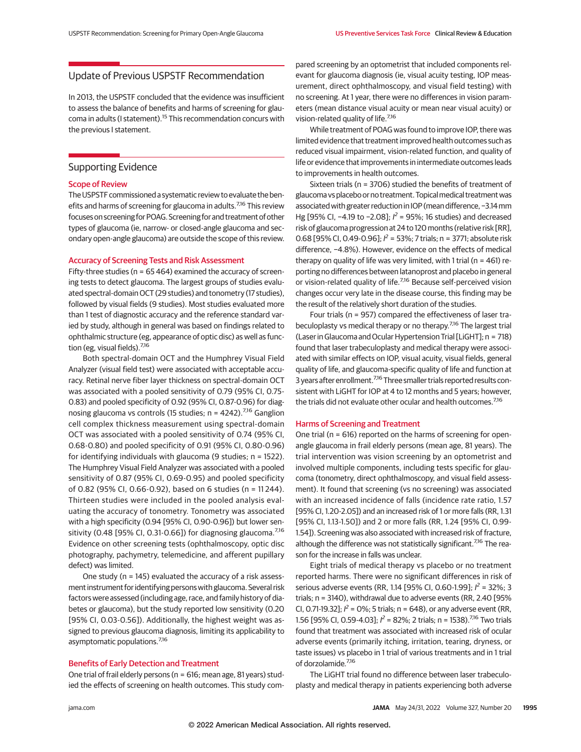## Update of Previous USPSTF Recommendation

In 2013, the USPSTF concluded that the evidence was insufficient to assess the balance of benefits and harms of screening for glaucoma in adults (I statement).[15] This recommendation concurs with the previous I statement.

## Supporting Evidence

### Scope of Review

The USPSTF commissioned a systematic review to evaluate the benefits and harms of screening for glaucoma in adults.[7,16] This review focuses on screening for POAG. Screening for and treatment of other types of glaucoma (ie, narrow- or closed-angle glaucoma and secondary open-angle glaucoma) are outside the scope of this review.

### Accuracy of Screening Tests and Risk Assessment

Fifty-three studies (n = 65 464) examined the accuracy of screening tests to detect glaucoma. The largest groups of studies evaluated spectral-domain OCT (29 studies) and tonometry (17 studies), followed by visual fields (9 studies). Most studies evaluated more than 1 test of diagnostic accuracy and the reference standard varied by study, although in general was based on findings related to ophthalmic structure (eg, appearance of optic disc) as well as function (eg, visual fields).[7,16]

Both spectral-domain OCT and the Humphrey Visual Field Analyzer (visual field test) were associated with acceptable accuracy. Retinal nerve fiber layer thickness on spectral-domain OCT was associated with a pooled sensitivity of 0.79 (95% CI, 0.75-0.83) and pooled specificity of 0.92 (95% CI, 0.87-0.96) for diagnosing glaucoma vs controls (15 studies; n = 4242).[7,16] Ganglion cell complex thickness measurement using spectral-domain OCT was associated with a pooled sensitivity of 0.74 (95% CI, 0.68-0.80) and pooled specificity of 0.91 (95% CI, 0.80-0.96) for identifying individuals with glaucoma (9 studies; n = 1522). The Humphrey Visual Field Analyzer was associated with a pooled sensitivity of 0.87 (95% CI, 0.69-0.95) and pooled specificity of 0.82 (95% CI, 0.66-0.92), based on 6 studies (n = 11 244). Thirteen studies were included in the pooled analysis evaluating the accuracy of tonometry. Tonometry was associated with a high specificity (0.94 [95% CI, 0.90-0.96]) but lower sensitivity (0.48 [95% CI, 0.31-0.66]) for diagnosing glaucoma.[7,16] Evidence on other screening tests (ophthalmoscopy, optic disc photography, pachymetry, telemedicine, and afferent pupillary defect) was limited.

One study (n = 145) evaluated the accuracy of a risk assessment instrument for identifying persons with glaucoma. Several risk factors were assessed (including age, race, and family history of diabetes or glaucoma), but the study reported low sensitivity (0.20 [95% CI, 0.03-0.56]). Additionally, the highest weight was assigned to previous glaucoma diagnosis, limiting its applicability to asymptomatic populations.[7,16]

### Benefits of Early Detection and Treatment

One trial of frail elderly persons (n = 616; mean age, 81 years) studied the effects of screening on health outcomes. This study compared screening by an optometrist that included components relevant for glaucoma diagnosis (ie, visual acuity testing, IOP measurement, direct ophthalmoscopy, and visual field testing) with no screening. At 1 year, there were no differences in vision parameters (mean distance visual acuity or mean near visual acuity) or vision-related quality of life.[7,16]

While treatment of POAG was found to improve IOP, there was limited evidence that treatment improved health outcomes such as reduced visual impairment, vision-related function, and quality of life or evidence that improvements in intermediate outcomes leads to improvements in health outcomes.

Sixteen trials (n = 3706) studied the benefits of treatment of glaucoma vs placebo or no treatment. Topical medical treatment was associated with greater reduction in IOP (mean difference, −3.14 mm Hg [95% CI, −4.19 to −2.08]; $I^2$ = 95%; 16 studies) and decreased risk of glaucoma progression at 24 to 120 months (relative risk [RR], 0.68 [95% CI, 0.49-0.96]; $I^2$ = 53%; 7 trials; n = 3771; absolute risk difference, −4.8%). However, evidence on the effects of medical therapy on quality of life was very limited, with 1 trial (n = 461) reporting no differences between latanoprost and placebo in general or vision-related quality of life.[7,16] Because self-perceived vision changes occur very late in the disease course, this finding may be the result of the relatively short duration of the studies.

Four trials (n = 957) compared the effectiveness of laser trabeculoplasty vs medical therapy or no therapy.[7,16] The largest trial (Laser in Glaucoma and Ocular Hypertension Trial [LiGHT]; n = 718) found that laser trabeculoplasty and medical therapy were associated with similar effects on IOP, visual acuity, visual fields, general quality of life, and glaucoma-specific quality of life and function at 3 years after enrollment.[7,16] Three smaller trials reported results consistent with LiGHT for IOP at 4 to 12 months and 5 years; however, the trials did not evaluate other ocular and health outcomes.[7,16]

### Harms of Screening and Treatment

One trial (n = 616) reported on the harms of screening for open-angle glaucoma in frail elderly persons (mean age, 81 years). The trial intervention was vision screening by an optometrist and involved multiple components, including tests specific for glaucoma (tonometry, direct ophthalmoscopy, and visual field assessment). It found that screening (vs no screening) was associated with an increased incidence of falls (incidence rate ratio, 1.57 [95% CI, 1.20-2.05]) and an increased risk of 1 or more falls (RR, 1.31 [95% CI, 1.13-1.50]) and 2 or more falls (RR, 1.24 [95% CI, 0.99-1.54]). Screening was also associated with increased risk of fracture, although the difference was not statistically significant.[7,16] The reason for the increase in falls was unclear.

Eight trials of medical therapy vs placebo or no treatment reported harms. There were no significant differences in risk of serious adverse events (RR, 1.14 [95% CI, 0.60-1.99]; $I^2$ = 32%; 3 trials; n = 3140), withdrawal due to adverse events (RR, 2.40 [95% CI, 0.71-19.32]; $I^2$ = 0%; 5 trials; n = 648), or any adverse event (RR, 1.56 [95% CI, 0.59-4.03]; $I^2$ = 82%; 2 trials; n = 1538).[7,16] Two trials found that treatment was associated with increased risk of ocular adverse events (primarily itching, irritation, tearing, dryness, or taste issues) vs placebo in 1 trial of various treatments and in 1 trial of dorzolamide.[7,16]

The LiGHT trial found no difference between laser trabeculoplasty and medical therapy in patients experiencing both adverse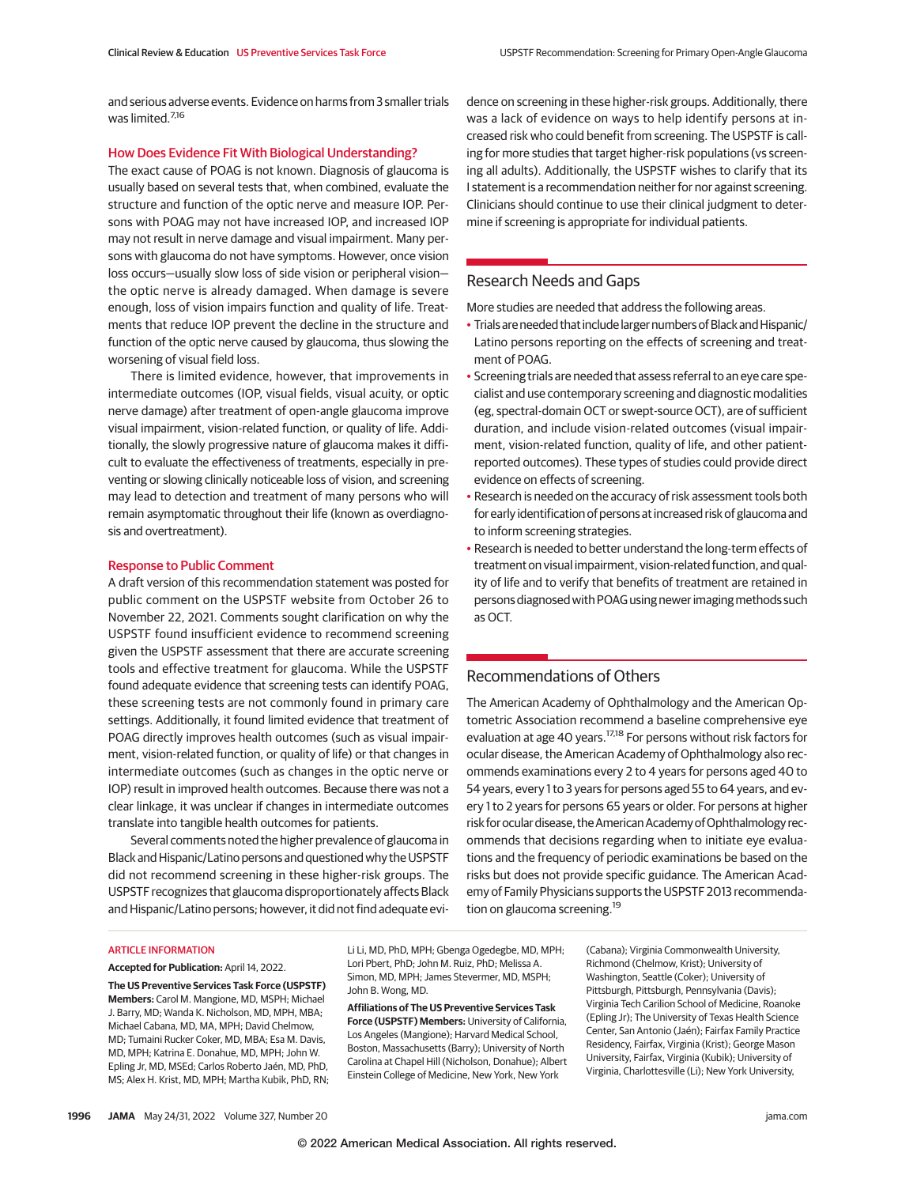and serious adverse events. Evidence on harms from 3 smaller trials was limited.[7,16]

### How Does Evidence Fit With Biological Understanding?

The exact cause of POAG is not known. Diagnosis of glaucoma is usually based on several tests that, when combined, evaluate the structure and function of the optic nerve and measure IOP. Persons with POAG may not have increased IOP, and increased IOP may not result in nerve damage and visual impairment. Many persons with glaucoma do not have symptoms. However, once vision loss occurs—usually slow loss of side vision or peripheral vision—the optic nerve is already damaged. When damage is severe enough, loss of vision impairs function and quality of life. Treatments that reduce IOP prevent the decline in the structure and function of the optic nerve caused by glaucoma, thus slowing the worsening of visual field loss.

There is limited evidence, however, that improvements in intermediate outcomes (IOP, visual fields, visual acuity, or optic nerve damage) after treatment of open-angle glaucoma improve visual impairment, vision-related function, or quality of life. Additionally, the slowly progressive nature of glaucoma makes it difficult to evaluate the effectiveness of treatments, especially in preventing or slowing clinically noticeable loss of vision, and screening may lead to detection and treatment of many persons who will remain asymptomatic throughout their life (known as overdiagnosis and overtreatment).

### Response to Public Comment

A draft version of this recommendation statement was posted for public comment on the USPSTF website from October 26 to November 22, 2021. Comments sought clarification on why the USPSTF found insufficient evidence to recommend screening given the USPSTF assessment that there are accurate screening tools and effective treatment for glaucoma. While the USPSTF found adequate evidence that screening tests can identify POAG, these screening tests are not commonly found in primary care settings. Additionally, it found limited evidence that treatment of POAG directly improves health outcomes (such as visual impairment, vision-related function, or quality of life) or that changes in intermediate outcomes (such as changes in the optic nerve or IOP) result in improved health outcomes. Because there was not a clear linkage, it was unclear if changes in intermediate outcomes translate into tangible health outcomes for patients.

Several comments noted the higher prevalence of glaucoma in Black and Hispanic/Latino persons and questioned why the USPSTF did not recommend screening in these higher-risk groups. The USPSTF recognizes that glaucoma disproportionately affects Black and Hispanic/Latino persons; however, it did not find adequate evidence on screening in these higher-risk groups. Additionally, there was a lack of evidence on ways to help identify persons at increased risk who could benefit from screening. The USPSTF is calling for more studies that target higher-risk populations (vs screening all adults). Additionally, the USPSTF wishes to clarify that its I statement is a recommendation neither for nor against screening. Clinicians should continue to use their clinical judgment to determine if screening is appropriate for individual patients.

## Research Needs and Gaps

More studies are needed that address the following areas.

- Trials are needed that include larger numbers of Black and Hispanic/Latino persons reporting on the effects of screening and treatment of POAG.
- Screening trials are needed that assess referral to an eye care specialist and use contemporary screening and diagnostic modalities (eg, spectral-domain OCT or swept-source OCT), are of sufficient duration, and include vision-related outcomes (visual impairment, vision-related function, quality of life, and other patient-reported outcomes). These types of studies could provide direct evidence on effects of screening.
- Research is needed on the accuracy of risk assessment tools both for early identification of persons at increased risk of glaucoma and to inform screening strategies.
- Research is needed to better understand the long-term effects of treatment on visual impairment, vision-related function, and quality of life and to verify that benefits of treatment are retained in persons diagnosed with POAG using newer imaging methods such as OCT.

## Recommendations of Others

The American Academy of Ophthalmology and the American Optometric Association recommend a baseline comprehensive eye evaluation at age 40 years.[17,18] For persons without risk factors for ocular disease, the American Academy of Ophthalmology also recommends examinations every 2 to 4 years for persons aged 40 to 54 years, every 1 to 3 years for persons aged 55 to 64 years, and every 1 to 2 years for persons 65 years or older. For persons at higher risk for ocular disease, the American Academy of Ophthalmology recommends that decisions regarding when to initiate eye evaluations and the frequency of periodic examinations be based on the risks but does not provide specific guidance. The American Academy of Family Physicians supports the USPSTF 2013 recommendation on glaucoma screening.[19]

### ARTICLE INFORMATION

**Accepted for Publication:** April 14, 2022.

**The US Preventive Services Task Force (USPSTF) Members:** Carol M. Mangione, MD, MSPH; Michael J. Barry, MD; Wanda K. Nicholson, MD, MPH, MBA; Michael Cabana, MD, MA, MPH; David Chelmow, MD; Tumaini Rucker Coker, MD, MBA; Esa M. Davis, MD, MPH; Katrina E. Donahue, MD, MPH; John W. Epling Jr, MD, MSEd; Carlos Roberto Jaén, MD, PhD, MS; Alex H. Krist, MD, MPH; Martha Kubik, PhD, RN; Li Li, MD, PhD, MPH; Gbenga Ogedegbe, MD, MPH; Lori Pbert, PhD; John M. Ruiz, PhD; Melissa A. Simon, MD, MPH; James Stevermer, MD, MSPH; John B. Wong, MD.

**Affiliations of The US Preventive Services Task Force (USPSTF) Members:** University of California, Los Angeles (Mangione); Harvard Medical School, Boston, Massachusetts (Barry); University of North Carolina at Chapel Hill (Nicholson, Donahue); Albert Einstein College of Medicine, New York, New York (Cabana); Virginia Commonwealth University, Richmond (Chelmow, Krist); University of Washington, Seattle (Coker); University of Pittsburgh, Pittsburgh, Pennsylvania (Davis); Virginia Tech Carilion School of Medicine, Roanoke (Epling Jr); The University of Texas Health Science Center, San Antonio (Jaén); Fairfax Family Practice Residency, Fairfax, Virginia (Krist); George Mason University, Fairfax, Virginia (Kubik); University of Virginia, Charlottesville (Li); New York University,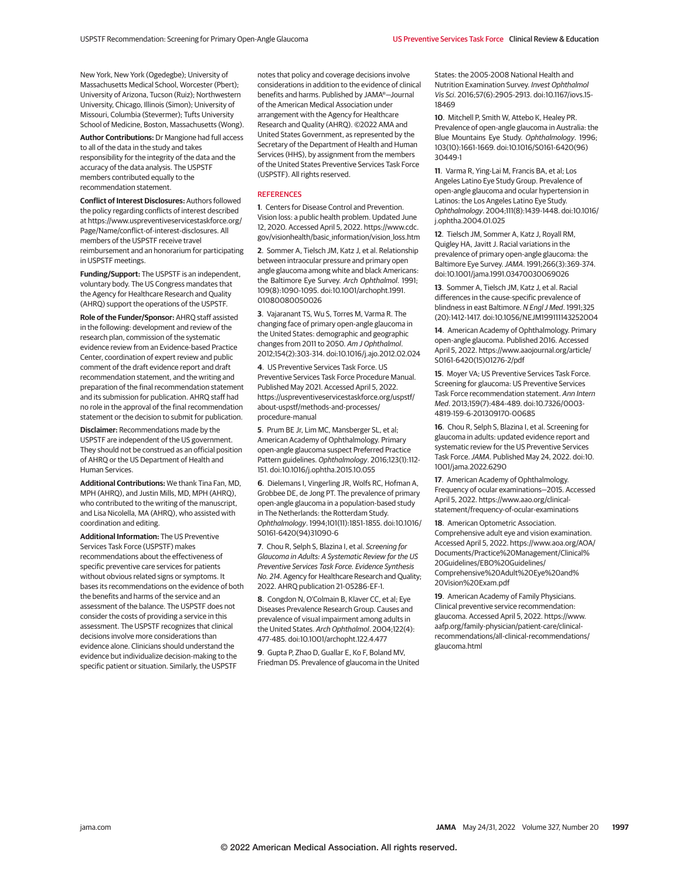New York, New York (Ogedegbe); University of Massachusetts Medical School, Worcester (Pbert); University of Arizona, Tucson (Ruiz); Northwestern University, Chicago, Illinois (Simon); University of Missouri, Columbia (Stevermer); Tufts University School of Medicine, Boston, Massachusetts (Wong).

**Author Contributions:** Dr Mangione had full access to all of the data in the study and takes responsibility for the integrity of the data and the accuracy of the data analysis. The USPSTF members contributed equally to the recommendation statement.

**Conflict of Interest Disclosures:** Authors followed the policy regarding conflicts of interest described at https://www.uspreventiveservicestaskforce.org/Page/Name/conflict-of-interest-disclosures. All members of the USPSTF receive travel reimbursement and an honorarium for participating in USPSTF meetings.

**Funding/Support:** The USPSTF is an independent, voluntary body. The US Congress mandates that the Agency for Healthcare Research and Quality (AHRQ) support the operations of the USPSTF.

**Role of the Funder/Sponsor:** AHRQ staff assisted in the following: development and review of the research plan, commission of the systematic evidence review from an Evidence-based Practice Center, coordination of expert review and public comment of the draft evidence report and draft recommendation statement, and the writing and preparation of the final recommendation statement and its submission for publication. AHRQ staff had no role in the approval of the final recommendation statement or the decision to submit for publication.

**Disclaimer:** Recommendations made by the USPSTF are independent of the US government. They should not be construed as an official position of AHRQ or the US Department of Health and Human Services.

**Additional Contributions:** We thank Tina Fan, MD, MPH (AHRQ), and Justin Mills, MD, MPH (AHRQ), who contributed to the writing of the manuscript, and Lisa Nicolella, MA (AHRQ), who assisted with coordination and editing.

**Additional Information:** The US Preventive Services Task Force (USPSTF) makes recommendations about the effectiveness of specific preventive care services for patients without obvious related signs or symptoms. It bases its recommendations on the evidence of both the benefits and harms of the service and an assessment of the balance. The USPSTF does not consider the costs of providing a service in this assessment. The USPSTF recognizes that clinical decisions involve more considerations than evidence alone. Clinicians should understand the evidence but individualize decision-making to the specific patient or situation. Similarly, the USPSTF notes that policy and coverage decisions involve considerations in addition to the evidence of clinical benefits and harms. Published by JAMA®—Journal of the American Medical Association under arrangement with the Agency for Healthcare Research and Quality (AHRQ). ©2022 AMA and United States Government, as represented by the Secretary of the Department of Health and Human Services (HHS), by assignment from the members of the United States Preventive Services Task Force (USPSTF). All rights reserved.

## REFERENCES

1. Centers for Disease Control and Prevention. Vision loss: a public health problem. Updated June 12, 2020. Accessed April 5, 2022. https://www.cdc.gov/visionhealth/basic_information/vision_loss.htm

2. Sommer A, Tielsch JM, Katz J, et al. Relationship between intraocular pressure and primary open angle glaucoma among white and black Americans: the Baltimore Eye Survey. *Arch Ophthalmol*. 1991;109(8):1090-1095. doi:10.1001/archopht.1991.01080080050026

3. Vajaranant TS, Wu S, Torres M, Varma R. The changing face of primary open-angle glaucoma in the United States: demographic and geographic changes from 2011 to 2050. *Am J Ophthalmol*. 2012;154(2):303-314. doi:10.1016/j.ajo.2012.02.024

4. US Preventive Services Task Force. US Preventive Services Task Force Procedure Manual. Published May 2021. Accessed April 5, 2022. https://uspreventiveservicestaskforce.org/uspstf/about-uspstf/methods-and-processes/procedure-manual

5. Prum BE Jr, Lim MC, Mansberger SL, et al; American Academy of Ophthalmology. Primary open-angle glaucoma suspect Preferred Practice Pattern guidelines. *Ophthalmology*. 2016;123(1):112-151. doi:10.1016/j.ophtha.2015.10.055

6. Dielemans I, Vingerling JR, Wolfs RC, Hofman A, Grobbee DE, de Jong PT. The prevalence of primary open-angle glaucoma in a population-based study in The Netherlands: the Rotterdam Study. *Ophthalmology*. 1994;101(11):1851-1855. doi:10.1016/S0161-6420(94)31090-6

7. Chou R, Selph S, Blazina I, et al. *Screening for Glaucoma in Adults: A Systematic Review for the US Preventive Services Task Force. Evidence Synthesis No. 214*. Agency for Healthcare Research and Quality; 2022. AHRQ publication 21-05286-EF-1.

8. Congdon N, O'Colmain B, Klaver CC, et al; Eye Diseases Prevalence Research Group. Causes and prevalence of visual impairment among adults in the United States. *Arch Ophthalmol*. 2004;122(4):477-485. doi:10.1001/archopht.122.4.477

9. Gupta P, Zhao D, Guallar E, Ko F, Boland MV, Friedman DS. Prevalence of glaucoma in the United States: the 2005-2008 National Health and Nutrition Examination Survey. *Invest Ophthalmol Vis Sci*. 2016;57(6):2905-2913. doi:10.1167/iovs.15-18469

10. Mitchell P, Smith W, Attebo K, Healey PR. Prevalence of open-angle glaucoma in Australia: the Blue Mountains Eye Study. *Ophthalmology*. 1996;103(10):1661-1669. doi:10.1016/S0161-6420(96)30449-1

11. Varma R, Ying-Lai M, Francis BA, et al; Los Angeles Latino Eye Study Group. Prevalence of open-angle glaucoma and ocular hypertension in Latinos: the Los Angeles Latino Eye Study. *Ophthalmology*. 2004;111(8):1439-1448. doi:10.1016/j.ophtha.2004.01.025

12. Tielsch JM, Sommer A, Katz J, Royall RM, Quigley HA, Javitt J. Racial variations in the prevalence of primary open-angle glaucoma: the Baltimore Eye Survey. *JAMA*. 1991;266(3):369-374. doi:10.1001/jama.1991.03470030069026

13. Sommer A, Tielsch JM, Katz J, et al. Racial differences in the cause-specific prevalence of blindness in east Baltimore. *N Engl J Med*. 1991;325(20):1412-1417. doi:10.1056/NEJM199111143252004

14. American Academy of Ophthalmology. Primary open-angle glaucoma. Published 2016. Accessed April 5, 2022. https://www.aaojournal.org/article/S0161-6420(15)01276-2/pdf

15. Moyer VA; US Preventive Services Task Force. Screening for glaucoma: US Preventive Services Task Force recommendation statement. *Ann Intern Med*. 2013;159(7):484-489. doi:10.7326/0003-4819-159-6-201309170-00685

16. Chou R, Selph S, Blazina I, et al. Screening for glaucoma in adults: updated evidence report and systematic review for the US Preventive Services Task Force. *JAMA*. Published May 24, 2022. doi:10.1001/jama.2022.6290

17. American Academy of Ophthalmology. Frequency of ocular examinations—2015. Accessed April 5, 2022. https://www.aao.org/clinical-statement/frequency-of-ocular-examinations

18. American Optometric Association. Comprehensive adult eye and vision examination. Accessed April 5, 2022. https://www.aoa.org/AOA/Documents/Practice%20Management/Clinical%20Guidelines/EBO%20Guidelines/Comprehensive%20Adult%20Eye%20and%20Vision%20Exam.pdf

19. American Academy of Family Physicians. Clinical preventive service recommendation: glaucoma. Accessed April 5, 2022. https://www.aafp.org/family-physician/patient-care/clinical-recommendations/all-clinical-recommendations/glaucoma.html